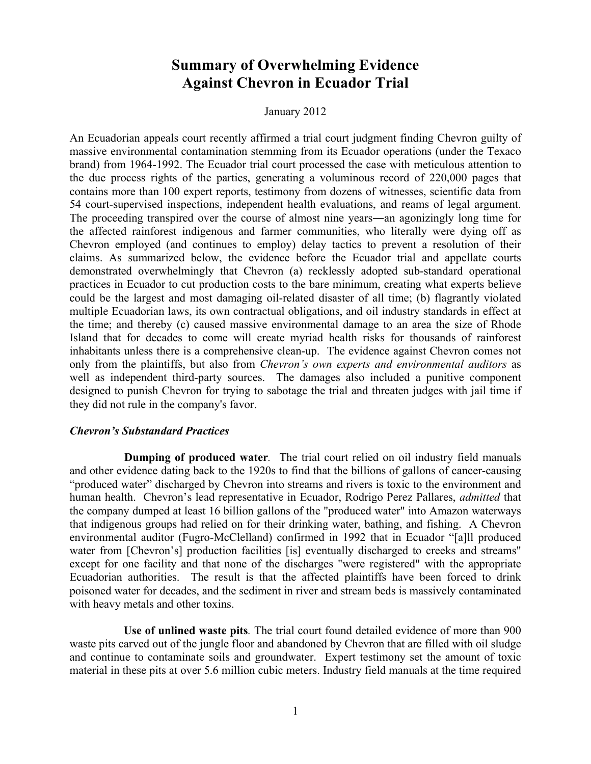# Summary of Overwhelming Evidence Against Chevron in Ecuador Trial

January 2012

An Ecuadorian appeals court recently affirmed a trial court judgment finding Chevron guilty of massive environmental contamination stemming from its Ecuador operations (under the Texaco brand) from 1964-1992. The Ecuador trial court processed the case with meticulous attention to the due process rights of the parties, generating a voluminous record of 220,000 pages that contains more than 100 expert reports, testimony from dozens of witnesses, scientific data from 54 court-supervised inspections, independent health evaluations, and reams of legal argument. The proceeding transpired over the course of almost nine years―an agonizingly long time for the affected rainforest indigenous and farmer communities, who literally were dying off as Chevron employed (and continues to employ) delay tactics to prevent a resolution of their claims. As summarized below, the evidence before the Ecuador trial and appellate courts demonstrated overwhelmingly that Chevron (a) recklessly adopted sub-standard operational practices in Ecuador to cut production costs to the bare minimum, creating what experts believe could be the largest and most damaging oil-related disaster of all time; (b) flagrantly violated multiple Ecuadorian laws, its own contractual obligations, and oil industry standards in effect at the time; and thereby (c) caused massive environmental damage to an area the size of Rhode Island that for decades to come will create myriad health risks for thousands of rainforest inhabitants unless there is a comprehensive clean-up. The evidence against Chevron comes not only from the plaintiffs, but also from *Chevron's own experts and environmental auditors* as well as independent third-party sources. The damages also included a punitive component designed to punish Chevron for trying to sabotage the trial and threaten judges with jail time if they did not rule in the company's favor.

### *Chevron's Substandard Practices*

**Dumping of produced water**. The trial court relied on oil industry field manuals and other evidence dating back to the 1920s to find that the billions of gallons of cancer-causing "produced water" discharged by Chevron into streams and rivers is toxic to the environment and human health. Chevron's lead representative in Ecuador, Rodrigo Perez Pallares, *admitted* that the company dumped at least 16 billion gallons of the "produced water" into Amazon waterways that indigenous groups had relied on for their drinking water, bathing, and fishing. A Chevron environmental auditor (Fugro-McClelland) confirmed in 1992 that in Ecuador "[a]ll produced water from [Chevron's] production facilities [is] eventually discharged to creeks and streams" except for one facility and that none of the discharges "were registered" with the appropriate Ecuadorian authorities. The result is that the affected plaintiffs have been forced to drink poisoned water for decades, and the sediment in river and stream beds is massively contaminated with heavy metals and other toxins.

**Use of unlined waste pits**. The trial court found detailed evidence of more than 900 waste pits carved out of the jungle floor and abandoned by Chevron that are filled with oil sludge and continue to contaminate soils and groundwater. Expert testimony set the amount of toxic material in these pits at over 5.6 million cubic meters. Industry field manuals at the time required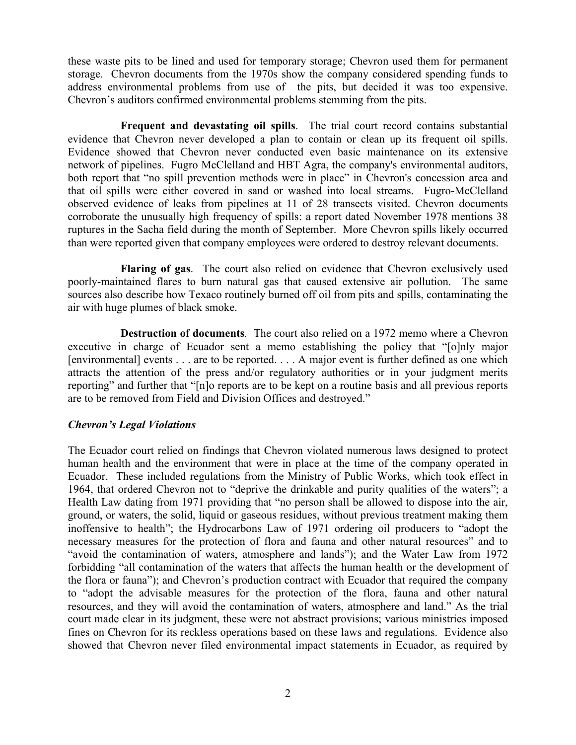these waste pits to be lined and used for temporary storage; Chevron used them for permanent storage. Chevron documents from the 1970s show the company considered spending funds to address environmental problems from use of the pits, but decided it was too expensive. Chevron's auditors confirmed environmental problems stemming from the pits.

**Frequent and devastating oil spills**. The trial court record contains substantial evidence that Chevron never developed a plan to contain or clean up its frequent oil spills. Evidence showed that Chevron never conducted even basic maintenance on its extensive network of pipelines. Fugro McClelland and HBT Agra, the company's environmental auditors, both report that "no spill prevention methods were in place" in Chevron's concession area and that oil spills were either covered in sand or washed into local streams. Fugro-McClelland observed evidence of leaks from pipelines at 11 of 28 transects visited. Chevron documents corroborate the unusually high frequency of spills: a report dated November 1978 mentions 38 ruptures in the Sacha field during the month of September. More Chevron spills likely occurred than were reported given that company employees were ordered to destroy relevant documents.

**Flaring of gas**. The court also relied on evidence that Chevron exclusively used poorly-maintained flares to burn natural gas that caused extensive air pollution. The same sources also describe how Texaco routinely burned off oil from pits and spills, contaminating the air with huge plumes of black smoke.

**Destruction of documents***.* The court also relied on a 1972 memo where a Chevron executive in charge of Ecuador sent a memo establishing the policy that "[o]nly major [environmental] events . . . are to be reported. . . . A major event is further defined as one which attracts the attention of the press and/or regulatory authorities or in your judgment merits reporting" and further that "[n]o reports are to be kept on a routine basis and all previous reports are to be removed from Field and Division Offices and destroyed."

***Chevron's Legal Violations***

The Ecuador court relied on findings that Chevron violated numerous laws designed to protect human health and the environment that were in place at the time of the company operated in Ecuador. These included regulations from the Ministry of Public Works, which took effect in 1964, that ordered Chevron not to "deprive the drinkable and purity qualities of the waters"; a Health Law dating from 1971 providing that "no person shall be allowed to dispose into the air, ground, or waters, the solid, liquid or gaseous residues, without previous treatment making them inoffensive to health"; the Hydrocarbons Law of 1971 ordering oil producers to "adopt the necessary measures for the protection of flora and fauna and other natural resources" and to "avoid the contamination of waters, atmosphere and lands"); and the Water Law from 1972 forbidding "all contamination of the waters that affects the human health or the development of the flora or fauna"); and Chevron's production contract with Ecuador that required the company to "adopt the advisable measures for the protection of the flora, fauna and other natural resources, and they will avoid the contamination of waters, atmosphere and land." As the trial court made clear in its judgment, these were not abstract provisions; various ministries imposed fines on Chevron for its reckless operations based on these laws and regulations. Evidence also showed that Chevron never filed environmental impact statements in Ecuador, as required by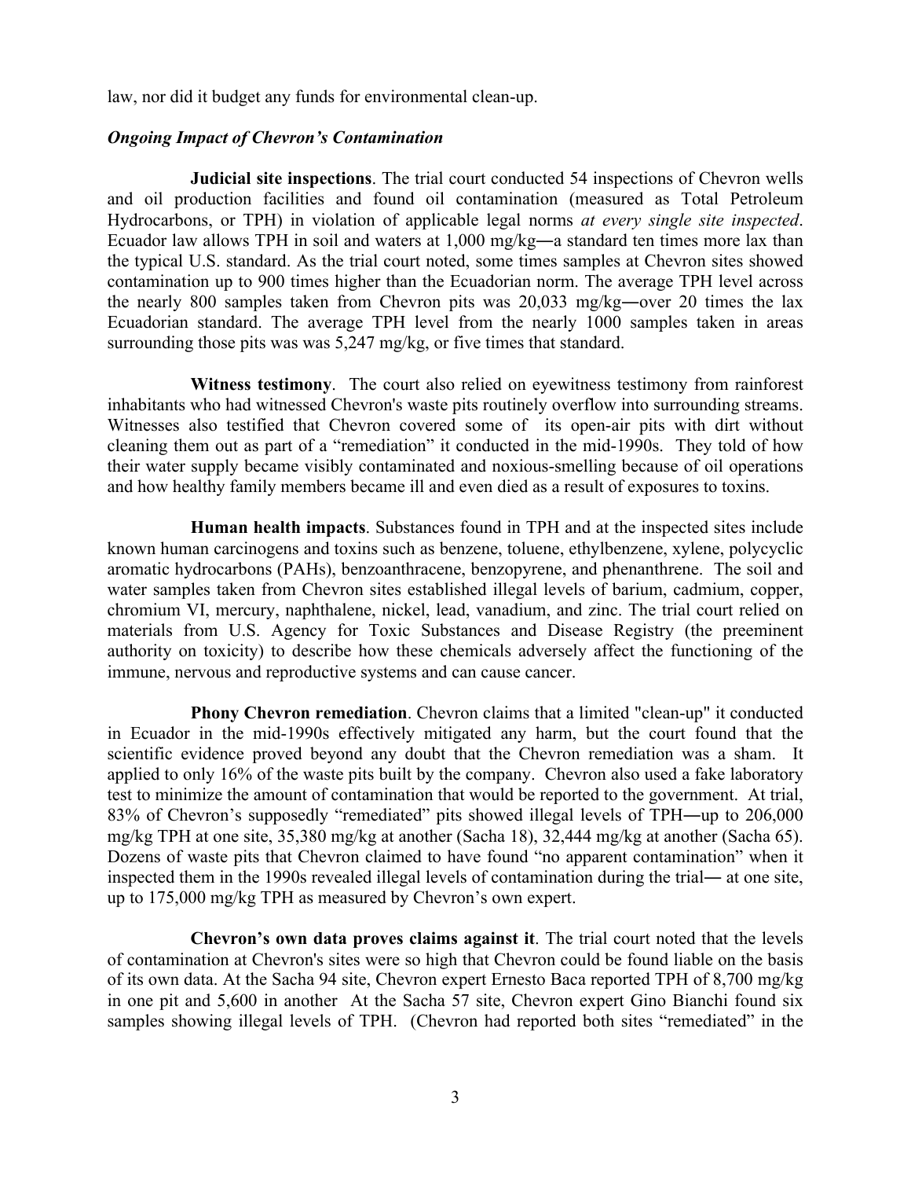law, nor did it budget any funds for environmental clean-up.

### *Ongoing Impact of Chevron's Contamination*

**Judicial site inspections**. The trial court conducted 54 inspections of Chevron wells and oil production facilities and found oil contamination (measured as Total Petroleum Hydrocarbons, or TPH) in violation of applicable legal norms *at every single site inspected*. Ecuador law allows TPH in soil and waters at 1,000 mg/kg―a standard ten times more lax than the typical U.S. standard. As the trial court noted, some times samples at Chevron sites showed contamination up to 900 times higher than the Ecuadorian norm. The average TPH level across the nearly 800 samples taken from Chevron pits was 20,033 mg/kg―over 20 times the lax Ecuadorian standard. The average TPH level from the nearly 1000 samples taken in areas surrounding those pits was was 5,247 mg/kg, or five times that standard.

**Witness testimony**. The court also relied on eyewitness testimony from rainforest inhabitants who had witnessed Chevron's waste pits routinely overflow into surrounding streams. Witnesses also testified that Chevron covered some of its open-air pits with dirt without cleaning them out as part of a "remediation" it conducted in the mid-1990s. They told of how their water supply became visibly contaminated and noxious-smelling because of oil operations and how healthy family members became ill and even died as a result of exposures to toxins.

**Human health impacts**. Substances found in TPH and at the inspected sites include known human carcinogens and toxins such as benzene, toluene, ethylbenzene, xylene, polycyclic aromatic hydrocarbons (PAHs), benzoanthracene, benzopyrene, and phenanthrene. The soil and water samples taken from Chevron sites established illegal levels of barium, cadmium, copper, chromium VI, mercury, naphthalene, nickel, lead, vanadium, and zinc. The trial court relied on materials from U.S. Agency for Toxic Substances and Disease Registry (the preeminent authority on toxicity) to describe how these chemicals adversely affect the functioning of the immune, nervous and reproductive systems and can cause cancer.

**Phony Chevron remediation**. Chevron claims that a limited "clean-up" it conducted in Ecuador in the mid-1990s effectively mitigated any harm, but the court found that the scientific evidence proved beyond any doubt that the Chevron remediation was a sham. It applied to only 16% of the waste pits built by the company. Chevron also used a fake laboratory test to minimize the amount of contamination that would be reported to the government. At trial, 83% of Chevron's supposedly "remediated" pits showed illegal levels of TPH―up to 206,000 mg/kg TPH at one site, 35,380 mg/kg at another (Sacha 18), 32,444 mg/kg at another (Sacha 65). Dozens of waste pits that Chevron claimed to have found "no apparent contamination" when it inspected them in the 1990s revealed illegal levels of contamination during the trial― at one site, up to 175,000 mg/kg TPH as measured by Chevron's own expert.

**Chevron's own data proves claims against it**. The trial court noted that the levels of contamination at Chevron's sites were so high that Chevron could be found liable on the basis of its own data. At the Sacha 94 site, Chevron expert Ernesto Baca reported TPH of 8,700 mg/kg in one pit and 5,600 in another At the Sacha 57 site, Chevron expert Gino Bianchi found six samples showing illegal levels of TPH. (Chevron had reported both sites "remediated" in the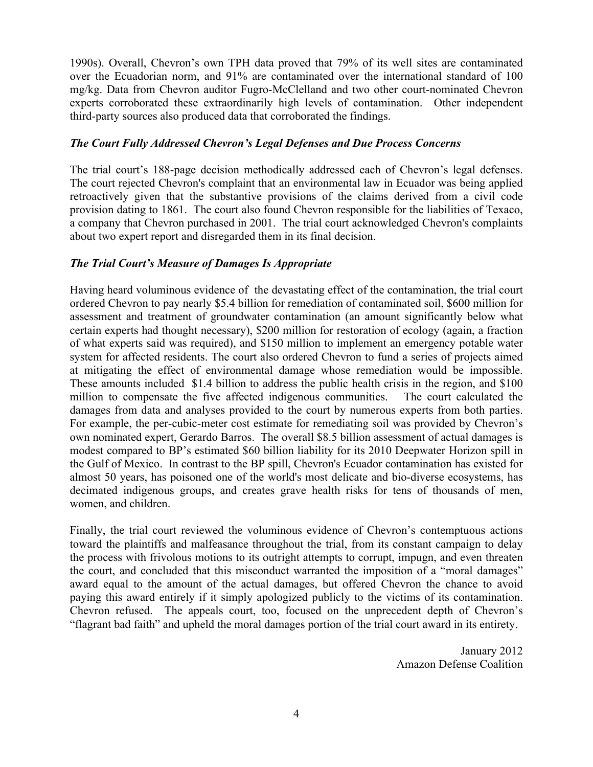1990s). Overall, Chevron's own TPH data proved that 79% of its well sites are contaminated over the Ecuadorian norm, and 91% are contaminated over the international standard of 100 mg/kg. Data from Chevron auditor Fugro-McClelland and two other court-nominated Chevron experts corroborated these extraordinarily high levels of contamination. Other independent third-party sources also produced data that corroborated the findings.

### *The Court Fully Addressed Chevron's Legal Defenses and Due Process Concerns*

The trial court's 188-page decision methodically addressed each of Chevron's legal defenses. The court rejected Chevron's complaint that an environmental law in Ecuador was being applied retroactively given that the substantive provisions of the claims derived from a civil code provision dating to 1861. The court also found Chevron responsible for the liabilities of Texaco, a company that Chevron purchased in 2001. The trial court acknowledged Chevron's complaints about two expert report and disregarded them in its final decision.

### *The Trial Court's Measure of Damages Is Appropriate*

Having heard voluminous evidence of the devastating effect of the contamination, the trial court ordered Chevron to pay nearly $5.4 billion for remediation of contaminated soil, $600 million for assessment and treatment of groundwater contamination (an amount significantly below what certain experts had thought necessary), $200 million for restoration of ecology (again, a fraction of what experts said was required), and $150 million to implement an emergency potable water system for affected residents. The court also ordered Chevron to fund a series of projects aimed at mitigating the effect of environmental damage whose remediation would be impossible. These amounts included $1.4 billion to address the public health crisis in the region, and $100 million to compensate the five affected indigenous communities. The court calculated the damages from data and analyses provided to the court by numerous experts from both parties. For example, the per-cubic-meter cost estimate for remediating soil was provided by Chevron's own nominated expert, Gerardo Barros. The overall $8.5 billion assessment of actual damages is modest compared to BP's estimated $60 billion liability for its 2010 Deepwater Horizon spill in the Gulf of Mexico. In contrast to the BP spill, Chevron's Ecuador contamination has existed for almost 50 years, has poisoned one of the world's most delicate and bio-diverse ecosystems, has decimated indigenous groups, and creates grave health risks for tens of thousands of men, women, and children.

Finally, the trial court reviewed the voluminous evidence of Chevron's contemptuous actions toward the plaintiffs and malfeasance throughout the trial, from its constant campaign to delay the process with frivolous motions to its outright attempts to corrupt, impugn, and even threaten the court, and concluded that this misconduct warranted the imposition of a "moral damages" award equal to the amount of the actual damages, but offered Chevron the chance to avoid paying this award entirely if it simply apologized publicly to the victims of its contamination. Chevron refused. The appeals court, too, focused on the unprecedent depth of Chevron's "flagrant bad faith" and upheld the moral damages portion of the trial court award in its entirety.

January 2012  
Amazon Defense Coalition